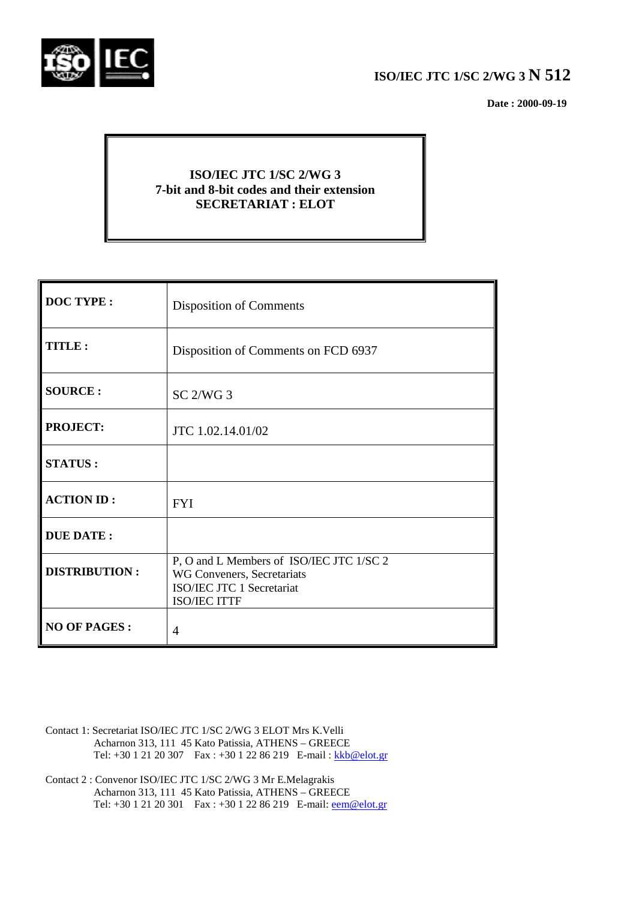**ISO/IEC JTC 1/SC 2/WG 3 N 512**

**Date : 2000-09-19**

**ISO/IEC JTC 1/SC 2/WG 3**
**7-bit and 8-bit codes and their extension**
**SECRETARIAT : ELOT**

| | |
|---|---|
| **DOC TYPE :** | Disposition of Comments |
| **TITLE :** | Disposition of Comments on FCD 6937 |
| **SOURCE :** | SC 2/WG 3 |
| **PROJECT:** | JTC 1.02.14.01/02 |
| **STATUS :** | |
| **ACTION ID :** | FYI |
| **DUE DATE :** | |
| **DISTRIBUTION :** | P, O and L Members of ISO/IEC JTC 1/SC 2<br>WG Conveners, Secretariats<br>ISO/IEC JTC 1 Secretariat<br>ISO/IEC ITTF |
| **NO OF PAGES :** | 4 |

Contact 1: Secretariat ISO/IEC JTC 1/SC 2/WG 3 ELOT Mrs K.Velli
Acharnon 313, 111 45 Kato Patissia, ATHENS – GREECE
Tel: +30 1 21 20 307 Fax : +30 1 22 86 219 E-mail : kkb@elot.gr

Contact 2 : Convenor ISO/IEC JTC 1/SC 2/WG 3 Mr E.Melagrakis
Acharnon 313, 111 45 Kato Patissia, ATHENS – GREECE
Tel: +30 1 21 20 301 Fax : +30 1 22 86 219 E-mail: eem@elot.gr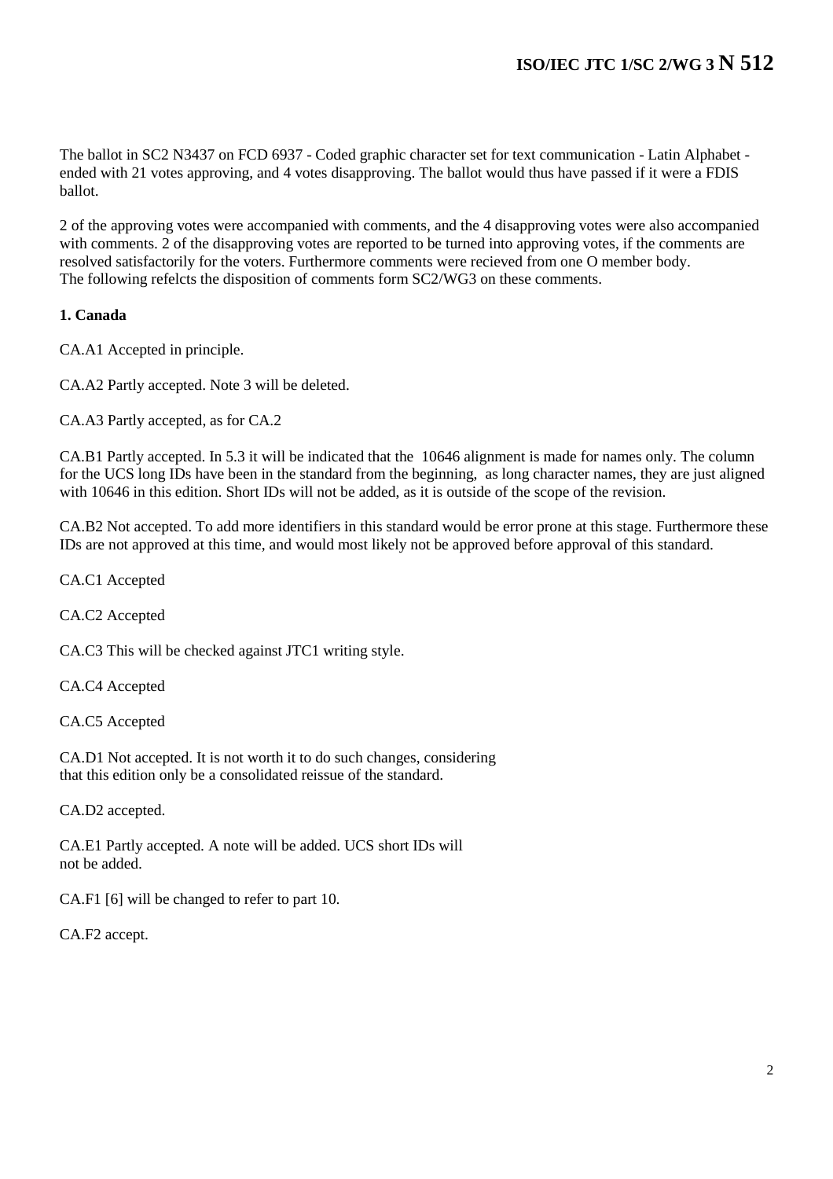The ballot in SC2 N3437 on FCD 6937 - Coded graphic character set for text communication - Latin Alphabet - ended with 21 votes approving, and 4 votes disapproving. The ballot would thus have passed if it were a FDIS ballot.

2 of the approving votes were accompanied with comments, and the 4 disapproving votes were also accompanied with comments. 2 of the disapproving votes are reported to be turned into approving votes, if the comments are resolved satisfactorily for the voters. Furthermore comments were recieved from one O member body. The following refelcts the disposition of comments form SC2/WG3 on these comments.

**1. Canada**

CA.A1 Accepted in principle.

CA.A2 Partly accepted. Note 3 will be deleted.

CA.A3 Partly accepted, as for CA.2

CA.B1 Partly accepted. In 5.3 it will be indicated that the 10646 alignment is made for names only. The column for the UCS long IDs have been in the standard from the beginning, as long character names, they are just aligned with 10646 in this edition. Short IDs will not be added, as it is outside of the scope of the revision.

CA.B2 Not accepted. To add more identifiers in this standard would be error prone at this stage. Furthermore these IDs are not approved at this time, and would most likely not be approved before approval of this standard.

CA.C1 Accepted

CA.C2 Accepted

CA.C3 This will be checked against JTC1 writing style.

CA.C4 Accepted

CA.C5 Accepted

CA.D1 Not accepted. It is not worth it to do such changes, considering that this edition only be a consolidated reissue of the standard.

CA.D2 accepted.

CA.E1 Partly accepted. A note will be added. UCS short IDs will not be added.

CA.F1 [6] will be changed to refer to part 10.

CA.F2 accept.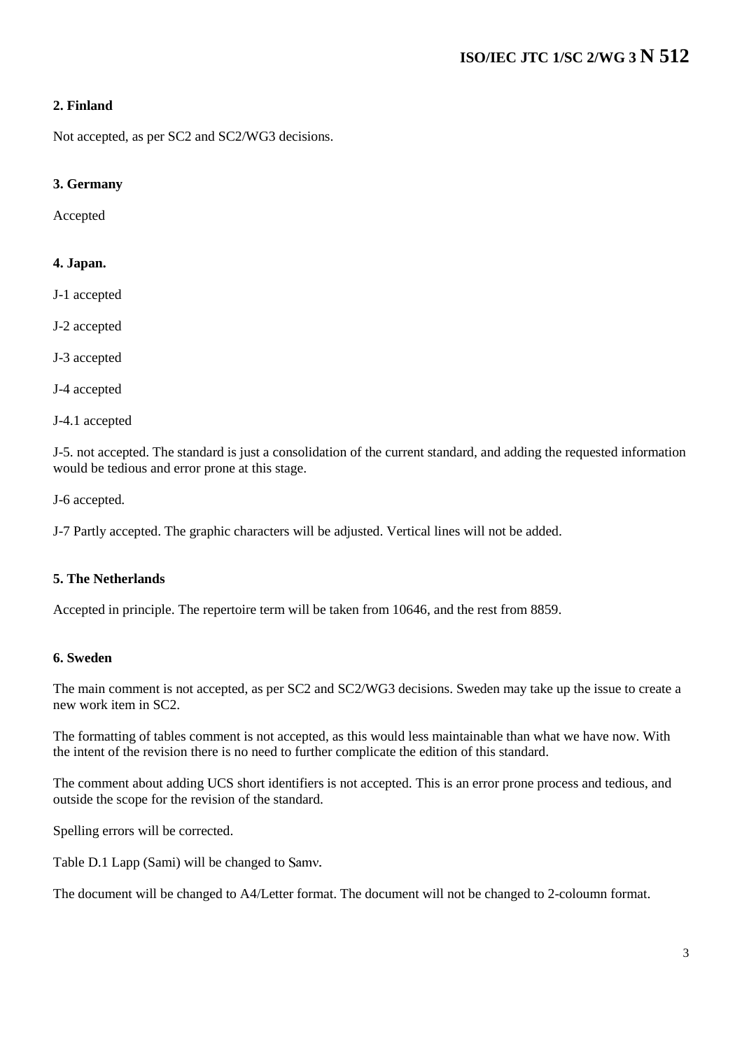### 2. Finland

Not accepted, as per SC2 and SC2/WG3 decisions.

### 3. Germany

Accepted

### 4. Japan.

J-1 accepted

J-2 accepted

J-3 accepted

J-4 accepted

J-4.1 accepted

J-5. not accepted. The standard is just a consolidation of the current standard, and adding the requested information would be tedious and error prone at this stage.

J-6 accepted.

J-7 Partly accepted. The graphic characters will be adjusted. Vertical lines will not be added.

### 5. The Netherlands

Accepted in principle. The repertoire term will be taken from 10646, and the rest from 8859.

### 6. Sweden

The main comment is not accepted, as per SC2 and SC2/WG3 decisions. Sweden may take up the issue to create a new work item in SC2.

The formatting of tables comment is not accepted, as this would less maintainable than what we have now. With the intent of the revision there is no need to further complicate the edition of this standard.

The comment about adding UCS short identifiers is not accepted. This is an error prone process and tedious, and outside the scope for the revision of the standard.

Spelling errors will be corrected.

Table D.1 Lapp (Sami) will be changed to Samv.

The document will be changed to A4/Letter format. The document will not be changed to 2-coloumn format.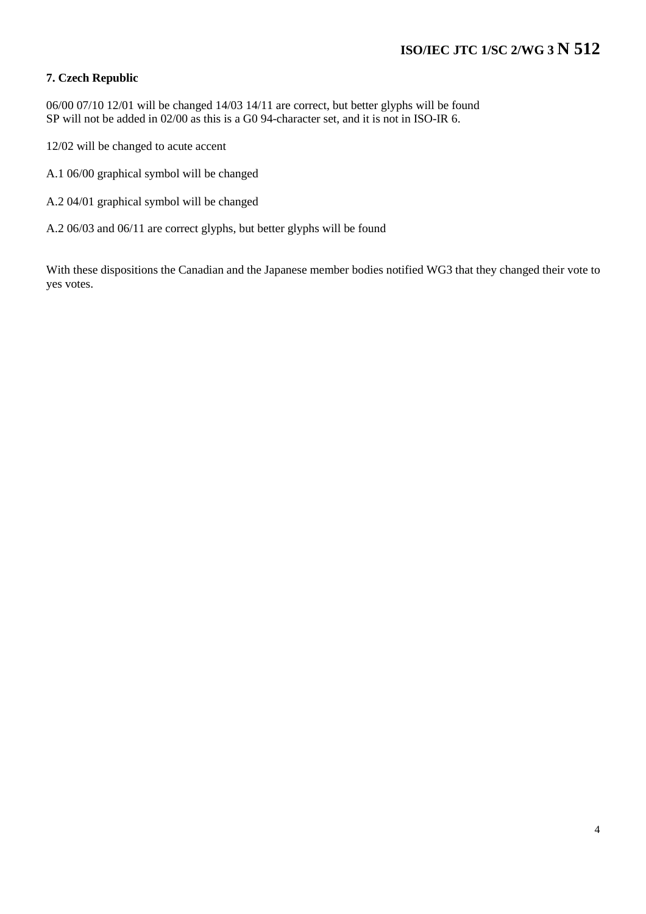**7. Czech Republic**

06/00 07/10 12/01 will be changed 14/03 14/11 are correct, but better glyphs will be found
SP will not be added in 02/00 as this is a G0 94-character set, and it is not in ISO-IR 6.

12/02 will be changed to acute accent

A.1 06/00 graphical symbol will be changed

A.2 04/01 graphical symbol will be changed

A.2 06/03 and 06/11 are correct glyphs, but better glyphs will be found

With these dispositions the Canadian and the Japanese member bodies notified WG3 that they changed their vote to yes votes.